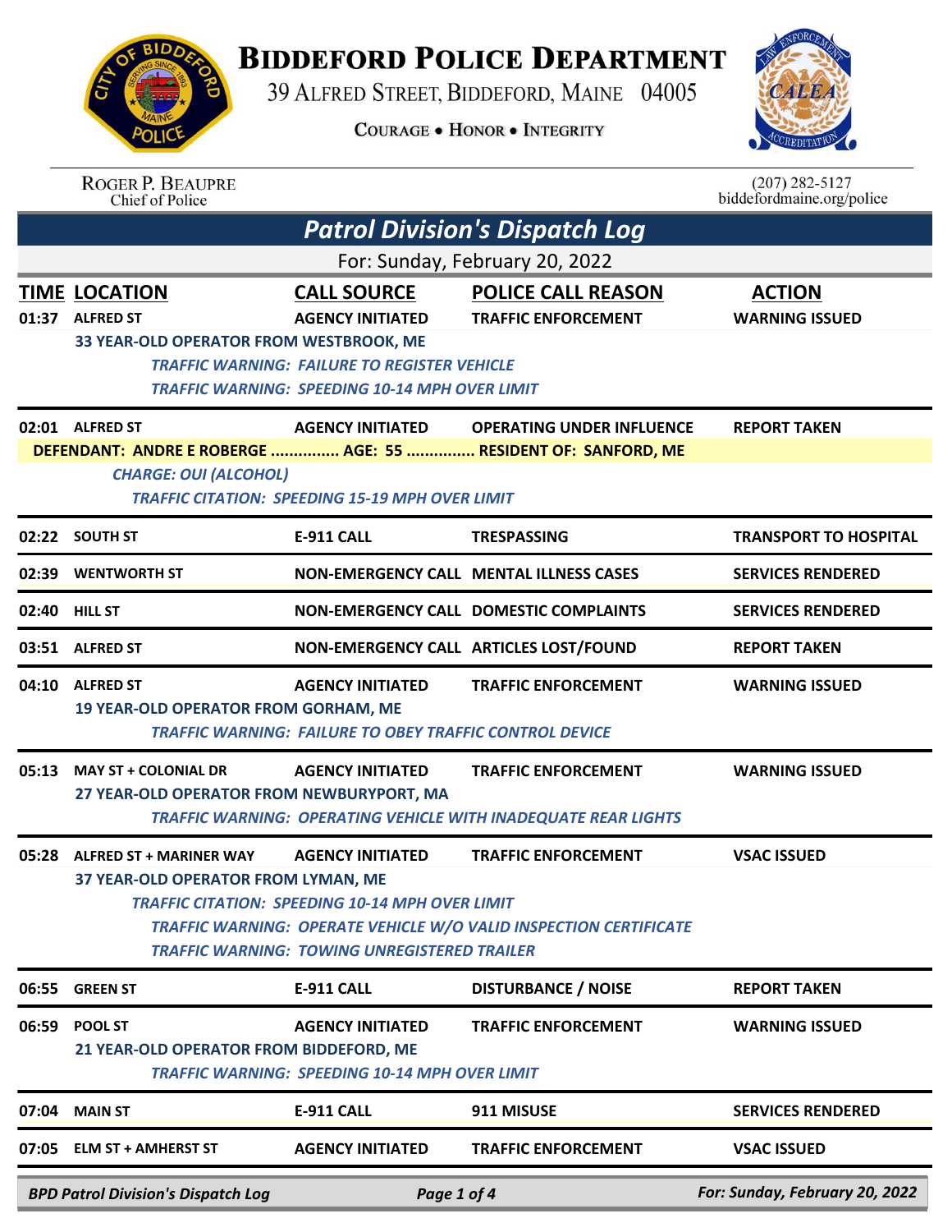# BIDDEFORD POLICE DEPARTMENT

39 ALFRED STREET, BIDDEFORD, MAINE 04005

COURAGE • HONOR • INTEGRITY

ROGER P. BEAUPRE
Chief of Police

(207) 282-5127
biddefordmaine.org/police

## Patrol Division's Dispatch Log

For: Sunday, February 20, 2022

| TIME | LOCATION | CALL SOURCE | POLICE CALL REASON | ACTION |
|---|---|---|---|---|
| 01:37 | ALFRED ST | AGENCY INITIATED | TRAFFIC ENFORCEMENT | WARNING ISSUED |

33 YEAR-OLD OPERATOR FROM WESTBROOK, ME
*TRAFFIC WARNING: FAILURE TO REGISTER VEHICLE*
*TRAFFIC WARNING: SPEEDING 10-14 MPH OVER LIMIT*

| TIME | LOCATION | CALL SOURCE | POLICE CALL REASON | ACTION |
|---|---|---|---|---|
| 02:01 | ALFRED ST | AGENCY INITIATED | OPERATING UNDER INFLUENCE | REPORT TAKEN |

**DEFENDANT: ANDRE E ROBERGE ............... AGE: 55 ............... RESIDENT OF: SANFORD, ME**
*CHARGE: OUI (ALCOHOL)*
*TRAFFIC CITATION: SPEEDING 15-19 MPH OVER LIMIT*

| TIME | LOCATION | CALL SOURCE | POLICE CALL REASON | ACTION |
|---|---|---|---|---|
| 02:22 | SOUTH ST | E-911 CALL | TRESPASSING | TRANSPORT TO HOSPITAL |
| 02:39 | WENTWORTH ST | NON-EMERGENCY CALL | MENTAL ILLNESS CASES | SERVICES RENDERED |
| 02:40 | HILL ST | NON-EMERGENCY CALL | DOMESTIC COMPLAINTS | SERVICES RENDERED |
| 03:51 | ALFRED ST | NON-EMERGENCY CALL | ARTICLES LOST/FOUND | REPORT TAKEN |
| 04:10 | ALFRED ST | AGENCY INITIATED | TRAFFIC ENFORCEMENT | WARNING ISSUED |

19 YEAR-OLD OPERATOR FROM GORHAM, ME
*TRAFFIC WARNING: FAILURE TO OBEY TRAFFIC CONTROL DEVICE*

| TIME | LOCATION | CALL SOURCE | POLICE CALL REASON | ACTION |
|---|---|---|---|---|
| 05:13 | MAY ST + COLONIAL DR | AGENCY INITIATED | TRAFFIC ENFORCEMENT | WARNING ISSUED |

27 YEAR-OLD OPERATOR FROM NEWBURYPORT, MA
*TRAFFIC WARNING: OPERATING VEHICLE WITH INADEQUATE REAR LIGHTS*

| TIME | LOCATION | CALL SOURCE | POLICE CALL REASON | ACTION |
|---|---|---|---|---|
| 05:28 | ALFRED ST + MARINER WAY | AGENCY INITIATED | TRAFFIC ENFORCEMENT | VSAC ISSUED |

37 YEAR-OLD OPERATOR FROM LYMAN, ME
*TRAFFIC CITATION: SPEEDING 10-14 MPH OVER LIMIT*
*TRAFFIC WARNING: OPERATE VEHICLE W/O VALID INSPECTION CERTIFICATE*
*TRAFFIC WARNING: TOWING UNREGISTERED TRAILER*

| TIME | LOCATION | CALL SOURCE | POLICE CALL REASON | ACTION |
|---|---|---|---|---|
| 06:55 | GREEN ST | E-911 CALL | DISTURBANCE / NOISE | REPORT TAKEN |
| 06:59 | POOL ST | AGENCY INITIATED | TRAFFIC ENFORCEMENT | WARNING ISSUED |

21 YEAR-OLD OPERATOR FROM BIDDEFORD, ME
*TRAFFIC WARNING: SPEEDING 10-14 MPH OVER LIMIT*

| TIME | LOCATION | CALL SOURCE | POLICE CALL REASON | ACTION |
|---|---|---|---|---|
| 07:04 | MAIN ST | E-911 CALL | 911 MISUSE | SERVICES RENDERED |
| 07:05 | ELM ST + AMHERST ST | AGENCY INITIATED | TRAFFIC ENFORCEMENT | VSAC ISSUED |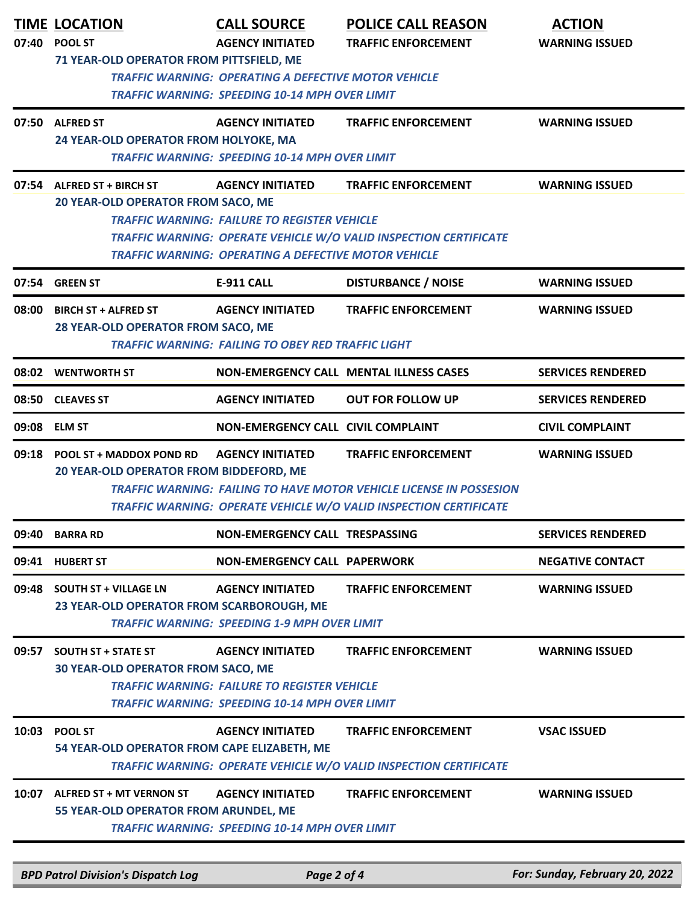| TIME | LOCATION | CALL SOURCE | POLICE CALL REASON | ACTION |
|---|---|---|---|---|
| 07:40 | POOL ST | AGENCY INITIATED | TRAFFIC ENFORCEMENT | WARNING ISSUED |
| | 71 YEAR-OLD OPERATOR FROM PITTSFIELD, ME | | | |
| | | *TRAFFIC WARNING: OPERATING A DEFECTIVE MOTOR VEHICLE* | | |
| | | *TRAFFIC WARNING: SPEEDING 10-14 MPH OVER LIMIT* | | |
| 07:50 | ALFRED ST | AGENCY INITIATED | TRAFFIC ENFORCEMENT | WARNING ISSUED |
| | 24 YEAR-OLD OPERATOR FROM HOLYOKE, MA | | | |
| | | *TRAFFIC WARNING: SPEEDING 10-14 MPH OVER LIMIT* | | |
| 07:54 | ALFRED ST + BIRCH ST | AGENCY INITIATED | TRAFFIC ENFORCEMENT | WARNING ISSUED |
| | 20 YEAR-OLD OPERATOR FROM SACO, ME | | | |
| | | *TRAFFIC WARNING: FAILURE TO REGISTER VEHICLE* | | |
| | | *TRAFFIC WARNING: OPERATE VEHICLE W/O VALID INSPECTION CERTIFICATE* | | |
| | | *TRAFFIC WARNING: OPERATING A DEFECTIVE MOTOR VEHICLE* | | |
| 07:54 | GREEN ST | E-911 CALL | DISTURBANCE / NOISE | WARNING ISSUED |
| 08:00 | BIRCH ST + ALFRED ST | AGENCY INITIATED | TRAFFIC ENFORCEMENT | WARNING ISSUED |
| | 28 YEAR-OLD OPERATOR FROM SACO, ME | | | |
| | | *TRAFFIC WARNING: FAILING TO OBEY RED TRAFFIC LIGHT* | | |
| 08:02 | WENTWORTH ST | NON-EMERGENCY CALL | MENTAL ILLNESS CASES | SERVICES RENDERED |
| 08:50 | CLEAVES ST | AGENCY INITIATED | OUT FOR FOLLOW UP | SERVICES RENDERED |
| 09:08 | ELM ST | NON-EMERGENCY CALL | CIVIL COMPLAINT | CIVIL COMPLAINT |
| 09:18 | POOL ST + MADDOX POND RD | AGENCY INITIATED | TRAFFIC ENFORCEMENT | WARNING ISSUED |
| | 20 YEAR-OLD OPERATOR FROM BIDDEFORD, ME | | | |
| | | *TRAFFIC WARNING: FAILING TO HAVE MOTOR VEHICLE LICENSE IN POSSESION* | | |
| | | *TRAFFIC WARNING: OPERATE VEHICLE W/O VALID INSPECTION CERTIFICATE* | | |
| 09:40 | BARRA RD | NON-EMERGENCY CALL | TRESPASSING | SERVICES RENDERED |
| 09:41 | HUBERT ST | NON-EMERGENCY CALL | PAPERWORK | NEGATIVE CONTACT |
| 09:48 | SOUTH ST + VILLAGE LN | AGENCY INITIATED | TRAFFIC ENFORCEMENT | WARNING ISSUED |
| | 23 YEAR-OLD OPERATOR FROM SCARBOROUGH, ME | | | |
| | | *TRAFFIC WARNING: SPEEDING 1-9 MPH OVER LIMIT* | | |
| 09:57 | SOUTH ST + STATE ST | AGENCY INITIATED | TRAFFIC ENFORCEMENT | WARNING ISSUED |
| | 30 YEAR-OLD OPERATOR FROM SACO, ME | | | |
| | | *TRAFFIC WARNING: FAILURE TO REGISTER VEHICLE* | | |
| | | *TRAFFIC WARNING: SPEEDING 10-14 MPH OVER LIMIT* | | |
| 10:03 | POOL ST | AGENCY INITIATED | TRAFFIC ENFORCEMENT | VSAC ISSUED |
| | 54 YEAR-OLD OPERATOR FROM CAPE ELIZABETH, ME | | | |
| | | *TRAFFIC WARNING: OPERATE VEHICLE W/O VALID INSPECTION CERTIFICATE* | | |
| 10:07 | ALFRED ST + MT VERNON ST | AGENCY INITIATED | TRAFFIC ENFORCEMENT | WARNING ISSUED |
| | 55 YEAR-OLD OPERATOR FROM ARUNDEL, ME | | | |
| | | *TRAFFIC WARNING: SPEEDING 10-14 MPH OVER LIMIT* | | |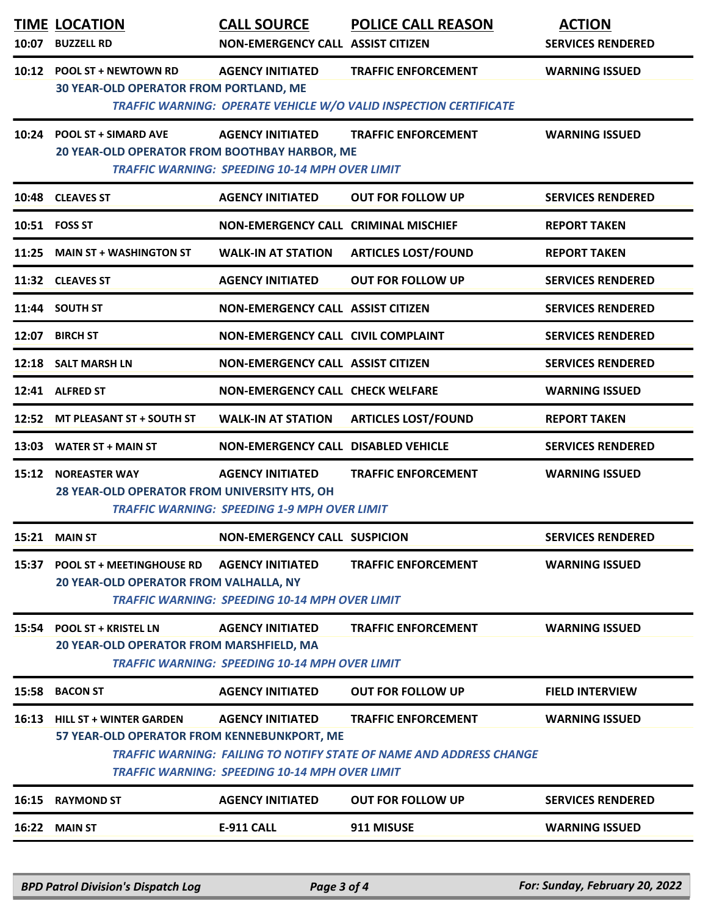| TIME | LOCATION | CALL SOURCE | POLICE CALL REASON | ACTION |
|---|---|---|---|---|
| 10:07 | BUZZELL RD | NON-EMERGENCY CALL | ASSIST CITIZEN | SERVICES RENDERED |
| 10:12 | POOL ST + NEWTOWN RD | AGENCY INITIATED | TRAFFIC ENFORCEMENT | WARNING ISSUED |
| | 30 YEAR-OLD OPERATOR FROM PORTLAND, ME | | | |
| | | *TRAFFIC WARNING: OPERATE VEHICLE W/O VALID INSPECTION CERTIFICATE* | | |
| 10:24 | POOL ST + SIMARD AVE | AGENCY INITIATED | TRAFFIC ENFORCEMENT | WARNING ISSUED |
| | 20 YEAR-OLD OPERATOR FROM BOOTHBAY HARBOR, ME | | | |
| | | *TRAFFIC WARNING: SPEEDING 10-14 MPH OVER LIMIT* | | |
| 10:48 | CLEAVES ST | AGENCY INITIATED | OUT FOR FOLLOW UP | SERVICES RENDERED |
| 10:51 | FOSS ST | NON-EMERGENCY CALL | CRIMINAL MISCHIEF | REPORT TAKEN |
| 11:25 | MAIN ST + WASHINGTON ST | WALK-IN AT STATION | ARTICLES LOST/FOUND | REPORT TAKEN |
| 11:32 | CLEAVES ST | AGENCY INITIATED | OUT FOR FOLLOW UP | SERVICES RENDERED |
| 11:44 | SOUTH ST | NON-EMERGENCY CALL | ASSIST CITIZEN | SERVICES RENDERED |
| 12:07 | BIRCH ST | NON-EMERGENCY CALL | CIVIL COMPLAINT | SERVICES RENDERED |
| 12:18 | SALT MARSH LN | NON-EMERGENCY CALL | ASSIST CITIZEN | SERVICES RENDERED |
| 12:41 | ALFRED ST | NON-EMERGENCY CALL | CHECK WELFARE | WARNING ISSUED |
| 12:52 | MT PLEASANT ST + SOUTH ST | WALK-IN AT STATION | ARTICLES LOST/FOUND | REPORT TAKEN |
| 13:03 | WATER ST + MAIN ST | NON-EMERGENCY CALL | DISABLED VEHICLE | SERVICES RENDERED |
| 15:12 | NOREASTER WAY | AGENCY INITIATED | TRAFFIC ENFORCEMENT | WARNING ISSUED |
| | 28 YEAR-OLD OPERATOR FROM UNIVERSITY HTS, OH | | | |
| | | *TRAFFIC WARNING: SPEEDING 1-9 MPH OVER LIMIT* | | |
| 15:21 | MAIN ST | NON-EMERGENCY CALL | SUSPICION | SERVICES RENDERED |
| 15:37 | POOL ST + MEETINGHOUSE RD | AGENCY INITIATED | TRAFFIC ENFORCEMENT | WARNING ISSUED |
| | 20 YEAR-OLD OPERATOR FROM VALHALLA, NY | | | |
| | | *TRAFFIC WARNING: SPEEDING 10-14 MPH OVER LIMIT* | | |
| 15:54 | POOL ST + KRISTEL LN | AGENCY INITIATED | TRAFFIC ENFORCEMENT | WARNING ISSUED |
| | 20 YEAR-OLD OPERATOR FROM MARSHFIELD, MA | | | |
| | | *TRAFFIC WARNING: SPEEDING 10-14 MPH OVER LIMIT* | | |
| 15:58 | BACON ST | AGENCY INITIATED | OUT FOR FOLLOW UP | FIELD INTERVIEW |
| 16:13 | HILL ST + WINTER GARDEN | AGENCY INITIATED | TRAFFIC ENFORCEMENT | WARNING ISSUED |
| | 57 YEAR-OLD OPERATOR FROM KENNEBUNKPORT, ME | | | |
| | | *TRAFFIC WARNING: FAILING TO NOTIFY STATE OF NAME AND ADDRESS CHANGE* | | |
| | | *TRAFFIC WARNING: SPEEDING 10-14 MPH OVER LIMIT* | | |
| 16:15 | RAYMOND ST | AGENCY INITIATED | OUT FOR FOLLOW UP | SERVICES RENDERED |
| 16:22 | MAIN ST | E-911 CALL | 911 MISUSE | WARNING ISSUED |

*BPD Patrol Division's Dispatch Log* — *For: Sunday, February 20, 2022*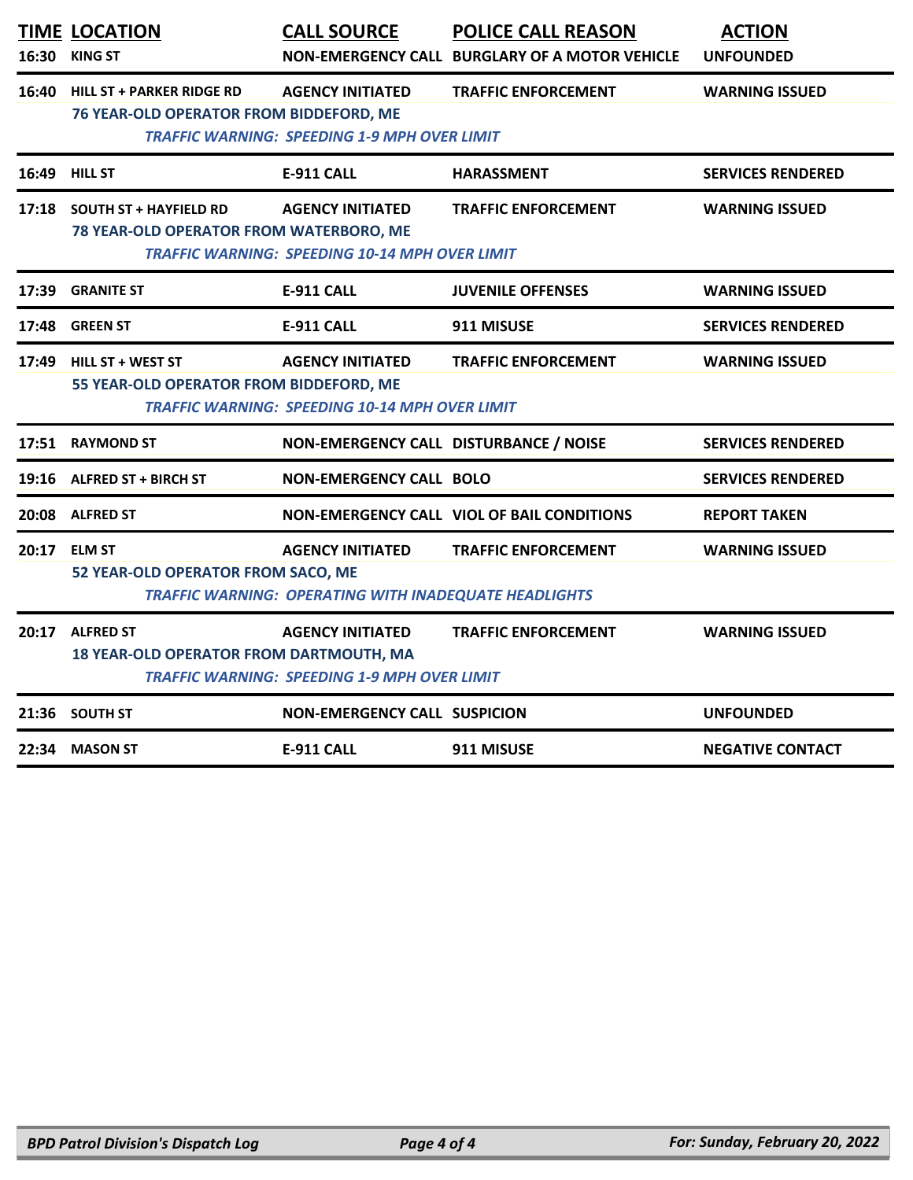| TIME | LOCATION | CALL SOURCE | POLICE CALL REASON | ACTION |
|---|---|---|---|---|
| 16:30 | KING ST | NON-EMERGENCY CALL | BURGLARY OF A MOTOR VEHICLE | UNFOUNDED |
| 16:40 | HILL ST + PARKER RIDGE RD | AGENCY INITIATED | TRAFFIC ENFORCEMENT | WARNING ISSUED |
| | 76 YEAR-OLD OPERATOR FROM BIDDEFORD, ME | | | |
| | | *TRAFFIC WARNING: SPEEDING 1-9 MPH OVER LIMIT* | | |
| 16:49 | HILL ST | E-911 CALL | HARASSMENT | SERVICES RENDERED |
| 17:18 | SOUTH ST + HAYFIELD RD | AGENCY INITIATED | TRAFFIC ENFORCEMENT | WARNING ISSUED |
| | 78 YEAR-OLD OPERATOR FROM WATERBORO, ME | | | |
| | | *TRAFFIC WARNING: SPEEDING 10-14 MPH OVER LIMIT* | | |
| 17:39 | GRANITE ST | E-911 CALL | JUVENILE OFFENSES | WARNING ISSUED |
| 17:48 | GREEN ST | E-911 CALL | 911 MISUSE | SERVICES RENDERED |
| 17:49 | HILL ST + WEST ST | AGENCY INITIATED | TRAFFIC ENFORCEMENT | WARNING ISSUED |
| | 55 YEAR-OLD OPERATOR FROM BIDDEFORD, ME | | | |
| | | *TRAFFIC WARNING: SPEEDING 10-14 MPH OVER LIMIT* | | |
| 17:51 | RAYMOND ST | NON-EMERGENCY CALL | DISTURBANCE / NOISE | SERVICES RENDERED |
| 19:16 | ALFRED ST + BIRCH ST | NON-EMERGENCY CALL | BOLO | SERVICES RENDERED |
| 20:08 | ALFRED ST | NON-EMERGENCY CALL | VIOL OF BAIL CONDITIONS | REPORT TAKEN |
| 20:17 | ELM ST | AGENCY INITIATED | TRAFFIC ENFORCEMENT | WARNING ISSUED |
| | 52 YEAR-OLD OPERATOR FROM SACO, ME | | | |
| | | *TRAFFIC WARNING: OPERATING WITH INADEQUATE HEADLIGHTS* | | |
| 20:17 | ALFRED ST | AGENCY INITIATED | TRAFFIC ENFORCEMENT | WARNING ISSUED |
| | 18 YEAR-OLD OPERATOR FROM DARTMOUTH, MA | | | |
| | | *TRAFFIC WARNING: SPEEDING 1-9 MPH OVER LIMIT* | | |
| 21:36 | SOUTH ST | NON-EMERGENCY CALL | SUSPICION | UNFOUNDED |
| 22:34 | MASON ST | E-911 CALL | 911 MISUSE | NEGATIVE CONTACT |